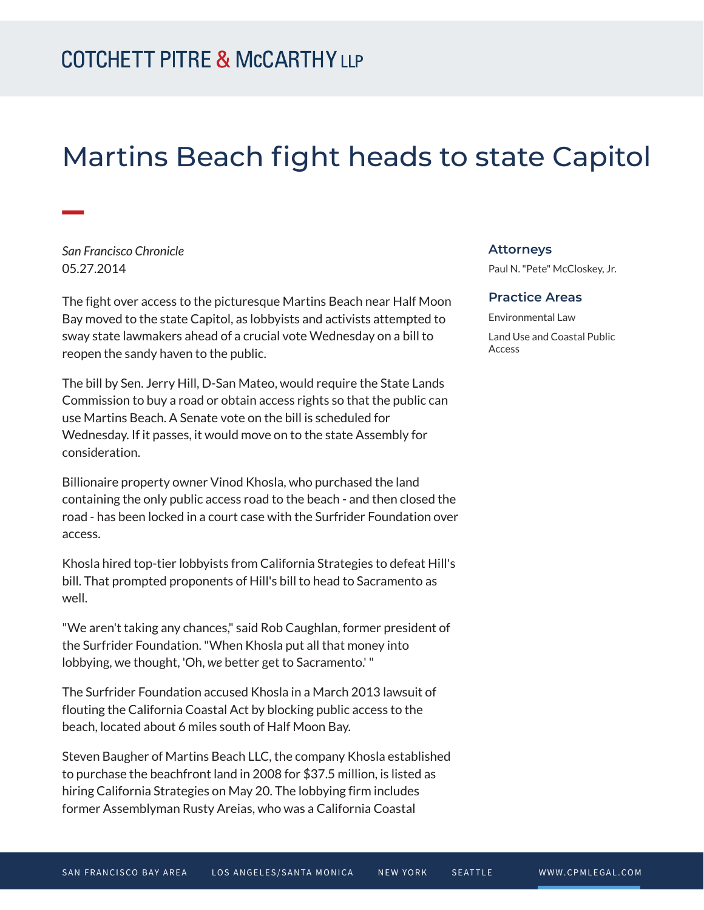# Martins Beach fight heads to state Capitol

*San Francisco Chronicle*
05.27.2014

The fight over access to the picturesque Martins Beach near Half Moon Bay moved to the state Capitol, as lobbyists and activists attempted to sway state lawmakers ahead of a crucial vote Wednesday on a bill to reopen the sandy haven to the public.

The bill by Sen. Jerry Hill, D-San Mateo, would require the State Lands Commission to buy a road or obtain access rights so that the public can use Martins Beach. A Senate vote on the bill is scheduled for Wednesday. If it passes, it would move on to the state Assembly for consideration.

Billionaire property owner Vinod Khosla, who purchased the land containing the only public access road to the beach - and then closed the road - has been locked in a court case with the Surfrider Foundation over access.

Khosla hired top-tier lobbyists from California Strategies to defeat Hill's bill. That prompted proponents of Hill's bill to head to Sacramento as well.

"We aren't taking any chances," said Rob Caughlan, former president of the Surfrider Foundation. "When Khosla put all that money into lobbying, we thought, 'Oh, *we* better get to Sacramento.' "

The Surfrider Foundation accused Khosla in a March 2013 lawsuit of flouting the California Coastal Act by blocking public access to the beach, located about 6 miles south of Half Moon Bay.

Steven Baugher of Martins Beach LLC, the company Khosla established to purchase the beachfront land in 2008 for $37.5 million, is listed as hiring California Strategies on May 20. The lobbying firm includes former Assemblyman Rusty Areias, who was a California Coastal

## Attorneys

Paul N. "Pete" McCloskey, Jr.

## Practice Areas

Environmental Law

Land Use and Coastal Public Access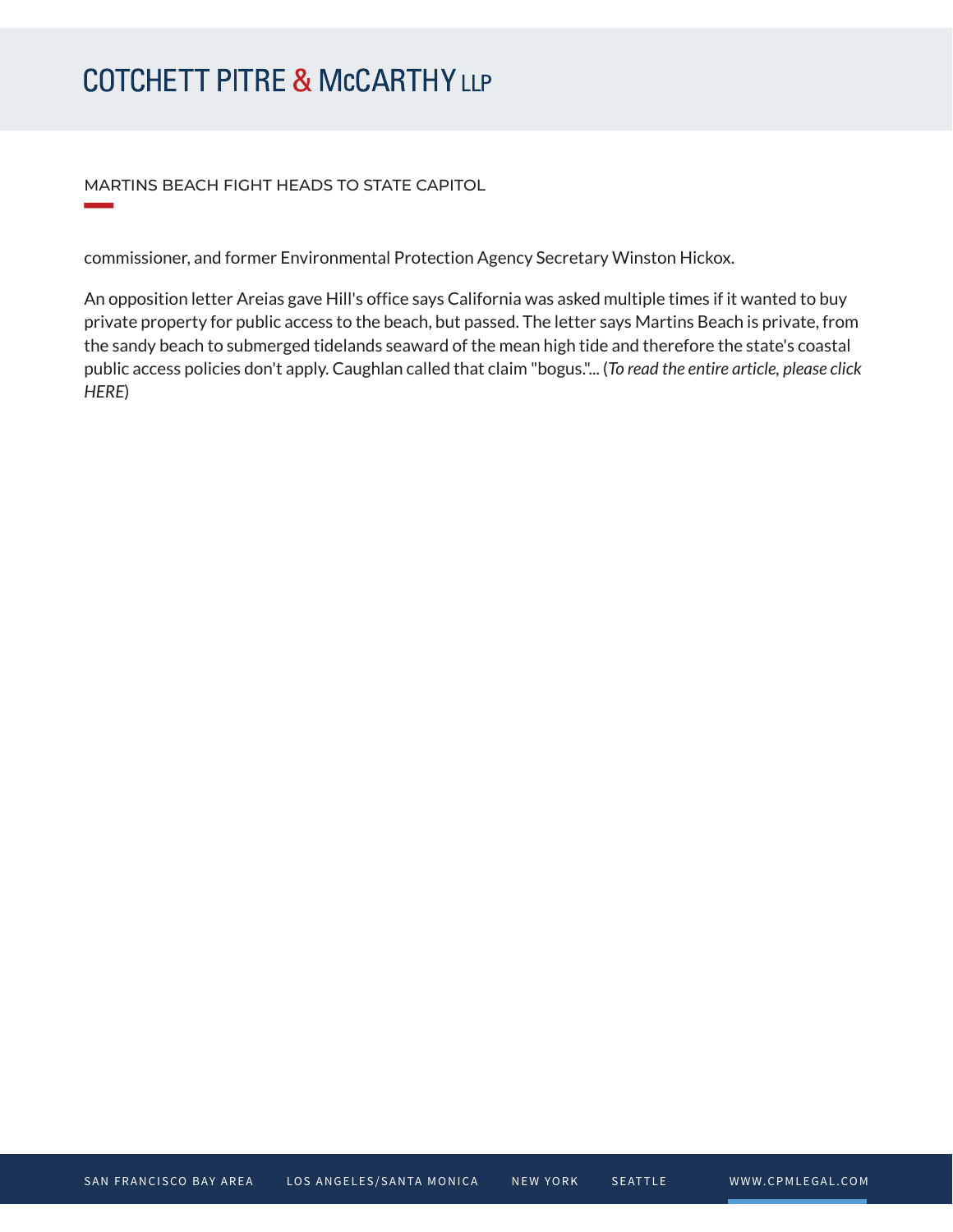commissioner, and former Environmental Protection Agency Secretary Winston Hickox.

An opposition letter Areias gave Hill's office says California was asked multiple times if it wanted to buy private property for public access to the beach, but passed. The letter says Martins Beach is private, from the sandy beach to submerged tidelands seaward of the mean high tide and therefore the state's coastal public access policies don't apply. Caughlan called that claim "bogus."... (*To read the entire article, please click HERE*)